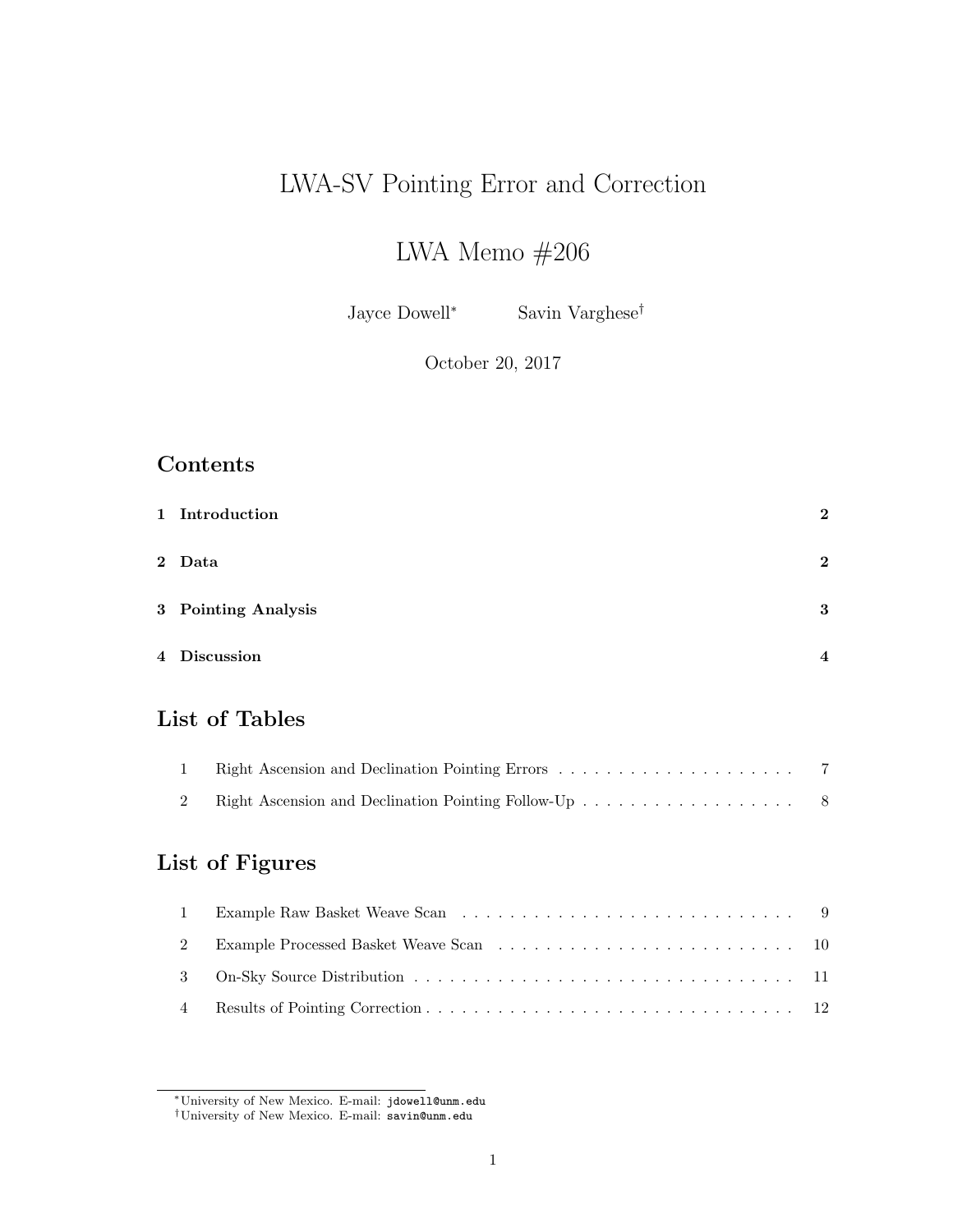# LWA-SV Pointing Error and Correction

## LWA Memo #206

Jayce Dowell[*] Savin Varghese[†]

October 20, 2017

## Contents

| | | |
|---|---|---|
| 1 | **Introduction** | **2** |
| 2 | **Data** | **2** |
| 3 | **Pointing Analysis** | **3** |
| 4 | **Discussion** | **4** |

## List of Tables

| | | |
|---|---|---|
| 1 | Right Ascension and Declination Pointing Errors | 7 |
| 2 | Right Ascension and Declination Pointing Follow-Up | 8 |

## List of Figures

| | | |
|---|---|---|
| 1 | Example Raw Basket Weave Scan | 9 |
| 2 | Example Processed Basket Weave Scan | 10 |
| 3 | On-Sky Source Distribution | 11 |
| 4 | Results of Pointing Correction | 12 |

---

[*] University of New Mexico. E-mail: `jdowell@unm.edu`

[†] University of New Mexico. E-mail: `savin@unm.edu`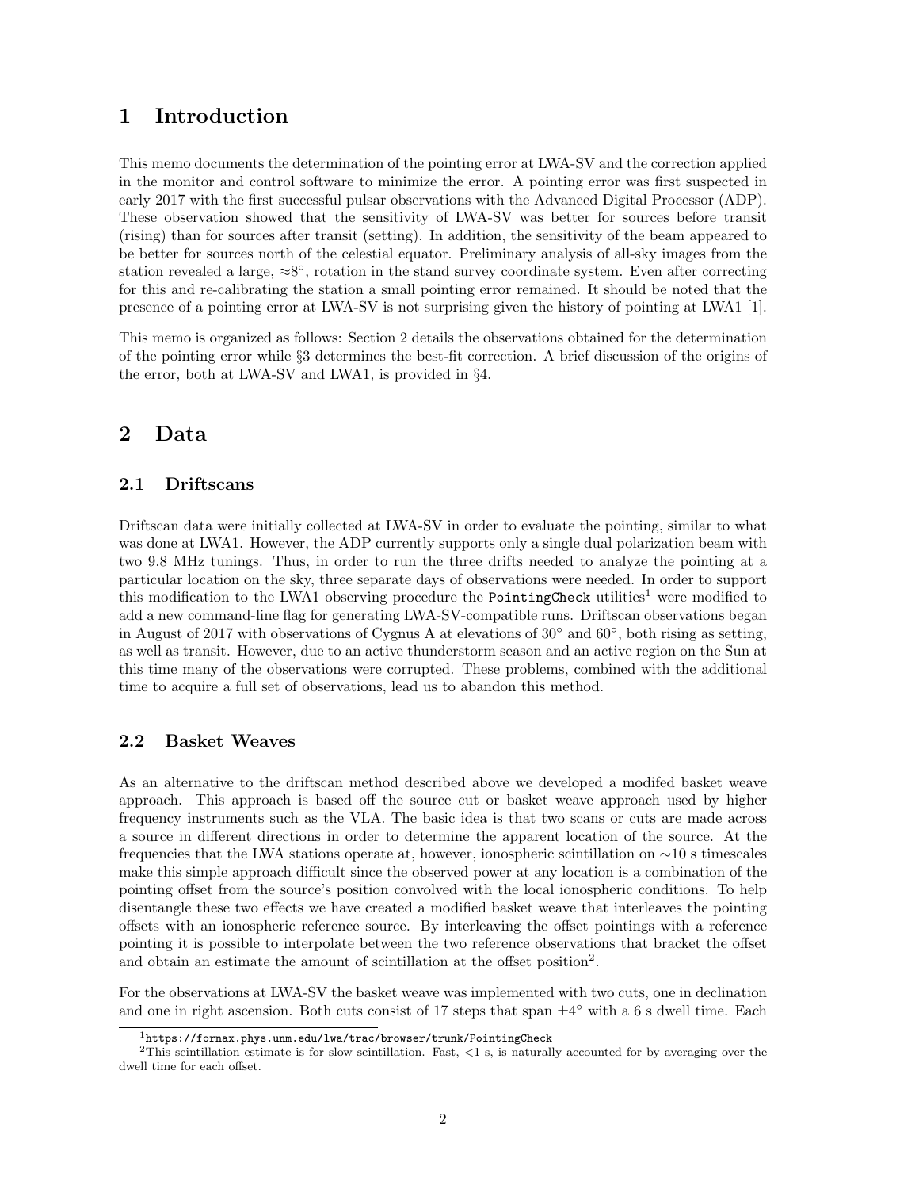# 1 Introduction

This memo documents the determination of the pointing error at LWA-SV and the correction applied in the monitor and control software to minimize the error. A pointing error was first suspected in early 2017 with the first successful pulsar observations with the Advanced Digital Processor (ADP). These observation showed that the sensitivity of LWA-SV was better for sources before transit (rising) than for sources after transit (setting). In addition, the sensitivity of the beam appeared to be better for sources north of the celestial equator. Preliminary analysis of all-sky images from the station revealed a large, $\approx 8^\circ$, rotation in the stand survey coordinate system. Even after correcting for this and re-calibrating the station a small pointing error remained. It should be noted that the presence of a pointing error at LWA-SV is not surprising given the history of pointing at LWA1 [1].

This memo is organized as follows: Section 2 details the observations obtained for the determination of the pointing error while §3 determines the best-fit correction. A brief discussion of the origins of the error, both at LWA-SV and LWA1, is provided in §4.

# 2 Data

## 2.1 Driftscans

Driftscan data were initially collected at LWA-SV in order to evaluate the pointing, similar to what was done at LWA1. However, the ADP currently supports only a single dual polarization beam with two 9.8 MHz tunings. Thus, in order to run the three drifts needed to analyze the pointing at a particular location on the sky, three separate days of observations were needed. In order to support this modification to the LWA1 observing procedure the `PointingCheck` utilities[1] were modified to add a new command-line flag for generating LWA-SV-compatible runs. Driftscan observations began in August of 2017 with observations of Cygnus A at elevations of $30^\circ$ and $60^\circ$, both rising as setting, as well as transit. However, due to an active thunderstorm season and an active region on the Sun at this time many of the observations were corrupted. These problems, combined with the additional time to acquire a full set of observations, lead us to abandon this method.

## 2.2 Basket Weaves

As an alternative to the driftscan method described above we developed a modifed basket weave approach. This approach is based off the source cut or basket weave approach used by higher frequency instruments such as the VLA. The basic idea is that two scans or cuts are made across a source in different directions in order to determine the apparent location of the source. At the frequencies that the LWA stations operate at, however, ionospheric scintillation on $\sim$10 s timescales make this simple approach difficult since the observed power at any location is a combination of the pointing offset from the source's position convolved with the local ionospheric conditions. To help disentangle these two effects we have created a modified basket weave that interleaves the pointing offsets with an ionospheric reference source. By interleaving the offset pointings with a reference pointing it is possible to interpolate between the two reference observations that bracket the offset and obtain an estimate the amount of scintillation at the offset position[2].

For the observations at LWA-SV the basket weave was implemented with two cuts, one in declination and one in right ascension. Both cuts consist of 17 steps that span $\pm 4^\circ$ with a 6 s dwell time. Each

[1] https://fornax.phys.unm.edu/lwa/trac/browser/trunk/PointingCheck

[2] This scintillation estimate is for slow scintillation. Fast, <1 s, is naturally accounted for by averaging over the dwell time for each offset.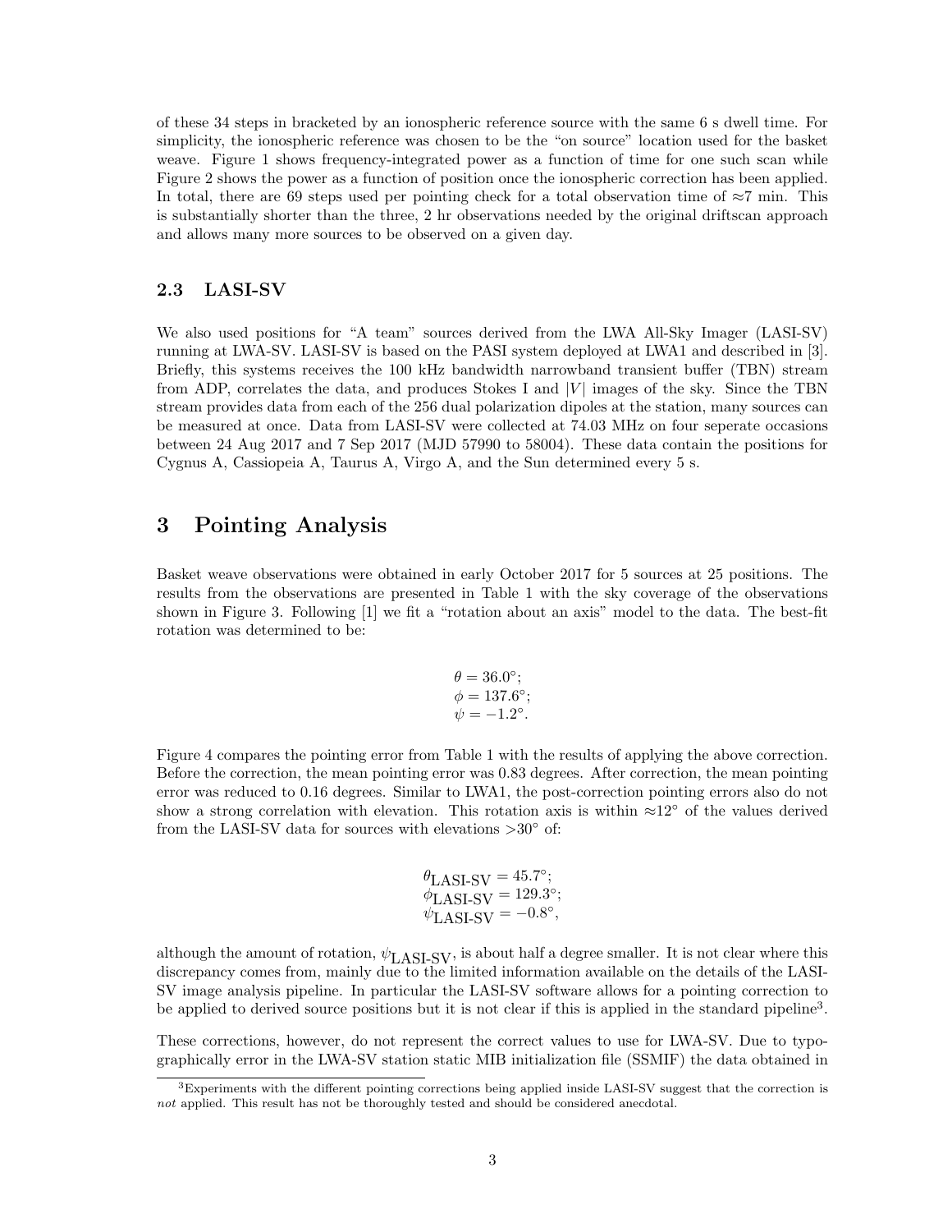of these 34 steps in bracketed by an ionospheric reference source with the same 6 s dwell time. For simplicity, the ionospheric reference was chosen to be the "on source" location used for the basket weave. Figure 1 shows frequency-integrated power as a function of time for one such scan while Figure 2 shows the power as a function of position once the ionospheric correction has been applied. In total, there are 69 steps used per pointing check for a total observation time of ≈7 min. This is substantially shorter than the three, 2 hr observations needed by the original driftscan approach and allows many more sources to be observed on a given day.

### 2.3 LASI-SV

We also used positions for "A team" sources derived from the LWA All-Sky Imager (LASI-SV) running at LWA-SV. LASI-SV is based on the PASI system deployed at LWA1 and described in [3]. Briefly, this systems receives the 100 kHz bandwidth narrowband transient buffer (TBN) stream from ADP, correlates the data, and produces Stokes I and $|V|$ images of the sky. Since the TBN stream provides data from each of the 256 dual polarization dipoles at the station, many sources can be measured at once. Data from LASI-SV were collected at 74.03 MHz on four seperate occasions between 24 Aug 2017 and 7 Sep 2017 (MJD 57990 to 58004). These data contain the positions for Cygnus A, Cassiopeia A, Taurus A, Virgo A, and the Sun determined every 5 s.

## 3 Pointing Analysis

Basket weave observations were obtained in early October 2017 for 5 sources at 25 positions. The results from the observations are presented in Table 1 with the sky coverage of the observations shown in Figure 3. Following [1] we fit a "rotation about an axis" model to the data. The best-fit rotation was determined to be:

$$\theta = 36.0^\circ; \\ \phi = 137.6^\circ; \\ \psi = -1.2^\circ.$$

Figure 4 compares the pointing error from Table 1 with the results of applying the above correction. Before the correction, the mean pointing error was 0.83 degrees. After correction, the mean pointing error was reduced to 0.16 degrees. Similar to LWA1, the post-correction pointing errors also do not show a strong correlation with elevation. This rotation axis is within ≈12° of the values derived from the LASI-SV data for sources with elevations >30° of:

$$\theta_{\text{LASI-SV}} = 45.7^\circ; \\ \phi_{\text{LASI-SV}} = 129.3^\circ; \\ \psi_{\text{LASI-SV}} = -0.8^\circ,$$

although the amount of rotation, $\psi_{\text{LASI-SV}}$, is about half a degree smaller. It is not clear where this discrepancy comes from, mainly due to the limited information available on the details of the LASI-SV image analysis pipeline. In particular the LASI-SV software allows for a pointing correction to be applied to derived source positions but it is not clear if this is applied in the standard pipeline[3].

These corrections, however, do not represent the correct values to use for LWA-SV. Due to typographically error in the LWA-SV station static MIB initialization file (SSMIF) the data obtained in

[3]Experiments with the different pointing corrections being applied inside LASI-SV suggest that the correction is *not* applied. This result has not be thoroughly tested and should be considered anecdotal.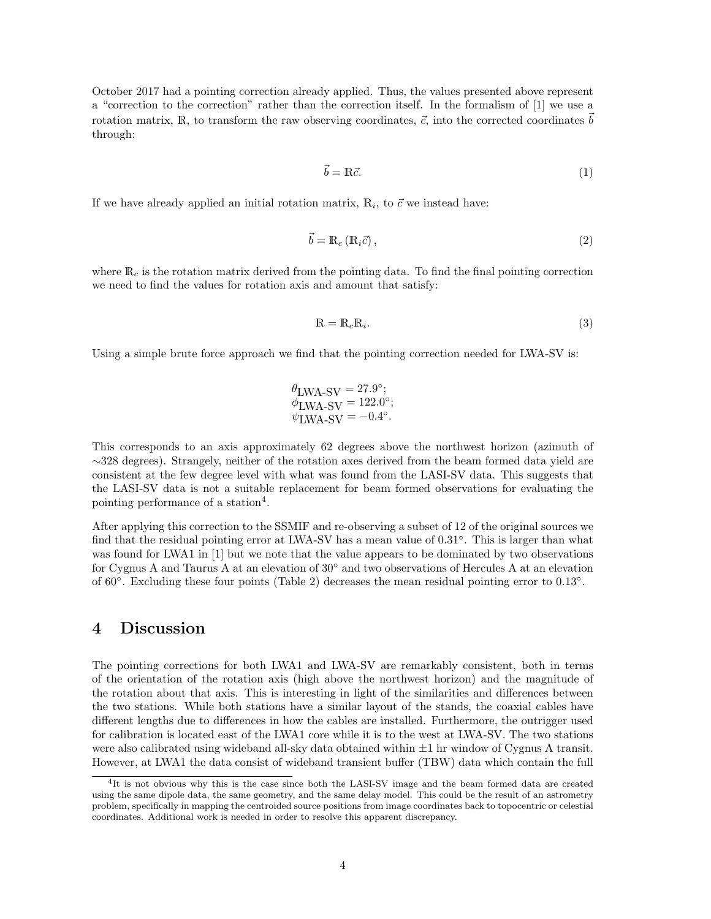October 2017 had a pointing correction already applied. Thus, the values presented above represent a "correction to the correction" rather than the correction itself. In the formalism of [1] we use a rotation matrix, $\mathbb{R}$, to transform the raw observing coordinates, $\vec{c}$, into the corrected coordinates $\vec{b}$ through:

$$\vec{b} = \mathbb{R}\vec{c}. \tag{1}$$

If we have already applied an initial rotation matrix, $\mathbb{R}_i$, to $\vec{c}$ we instead have:

$$\vec{b} = \mathbb{R}_c \left(\mathbb{R}_i \vec{c}\right), \tag{2}$$

where $\mathbb{R}_c$ is the rotation matrix derived from the pointing data. To find the final pointing correction we need to find the values for rotation axis and amount that satisfy:

$$\mathbb{R} = \mathbb{R}_c \mathbb{R}_i. \tag{3}$$

Using a simple brute force approach we find that the pointing correction needed for LWA-SV is:

$$\theta_{\text{LWA-SV}} = 27.9^\circ;$$
$$\phi_{\text{LWA-SV}} = 122.0^\circ;$$
$$\psi_{\text{LWA-SV}} = -0.4^\circ.$$

This corresponds to an axis approximately 62 degrees above the northwest horizon (azimuth of $\sim$328 degrees). Strangely, neither of the rotation axes derived from the beam formed data yield are consistent at the few degree level with what was found from the LASI-SV data. This suggests that the LASI-SV data is not a suitable replacement for beam formed observations for evaluating the pointing performance of a station[4].

After applying this correction to the SSMIF and re-observing a subset of 12 of the original sources we find that the residual pointing error at LWA-SV has a mean value of 0.31°. This is larger than what was found for LWA1 in [1] but we note that the value appears to be dominated by two observations for Cygnus A and Taurus A at an elevation of 30° and two observations of Hercules A at an elevation of 60°. Excluding these four points (Table 2) decreases the mean residual pointing error to 0.13°.

## 4 Discussion

The pointing corrections for both LWA1 and LWA-SV are remarkably consistent, both in terms of the orientation of the rotation axis (high above the northwest horizon) and the magnitude of the rotation about that axis. This is interesting in light of the similarities and differences between the two stations. While both stations have a similar layout of the stands, the coaxial cables have different lengths due to differences in how the cables are installed. Furthermore, the outrigger used for calibration is located east of the LWA1 core while it is to the west at LWA-SV. The two stations were also calibrated using wideband all-sky data obtained within $\pm$1 hr window of Cygnus A transit. However, at LWA1 the data consist of wideband transient buffer (TBW) data which contain the full

[4]It is not obvious why this is the case since both the LASI-SV image and the beam formed data are created using the same dipole data, the same geometry, and the same delay model. This could be the result of an astrometry problem, specifically in mapping the centroided source positions from image coordinates back to topocentric or celestial coordinates. Additional work is needed in order to resolve this apparent discrepancy.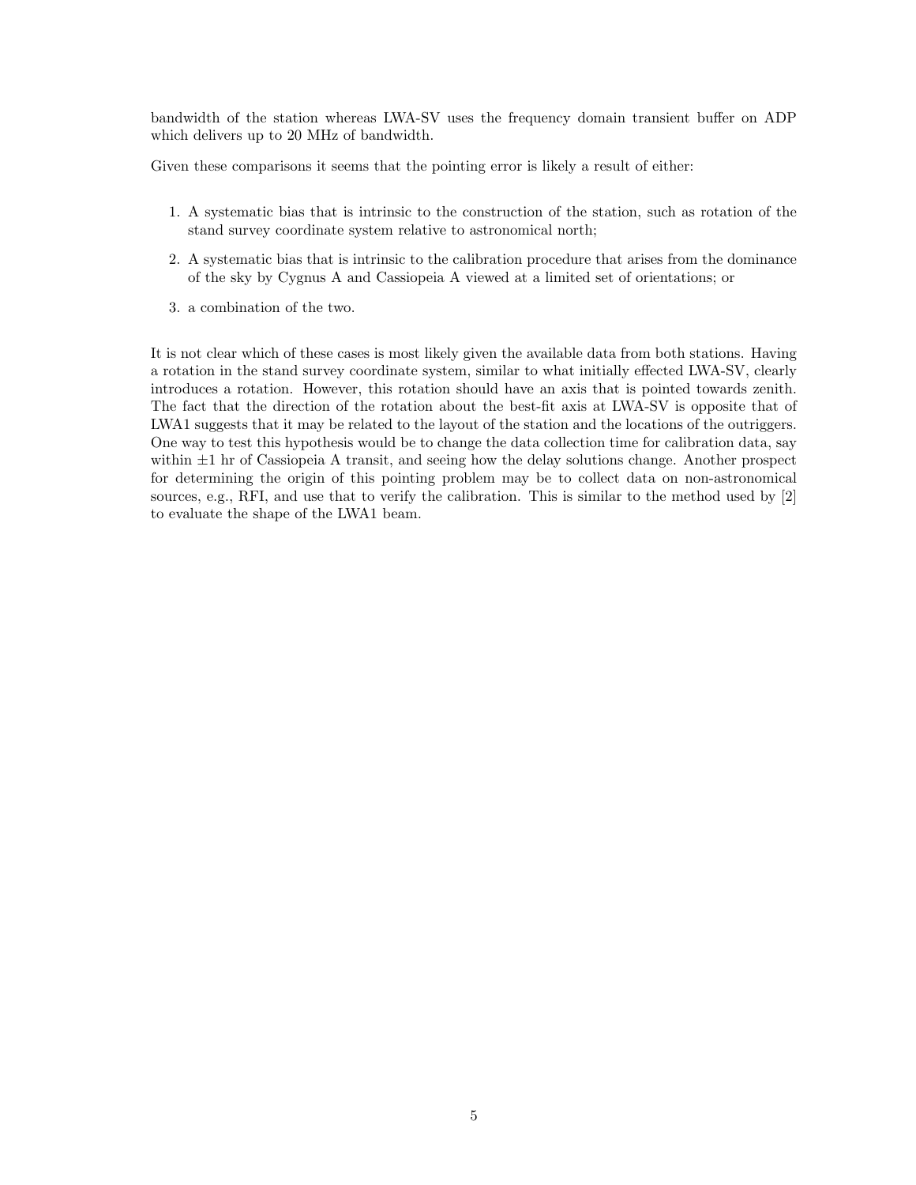bandwidth of the station whereas LWA-SV uses the frequency domain transient buffer on ADP which delivers up to 20 MHz of bandwidth.

Given these comparisons it seems that the pointing error is likely a result of either:

1. A systematic bias that is intrinsic to the construction of the station, such as rotation of the stand survey coordinate system relative to astronomical north;
2. A systematic bias that is intrinsic to the calibration procedure that arises from the dominance of the sky by Cygnus A and Cassiopeia A viewed at a limited set of orientations; or
3. a combination of the two.

It is not clear which of these cases is most likely given the available data from both stations. Having a rotation in the stand survey coordinate system, similar to what initially effected LWA-SV, clearly introduces a rotation. However, this rotation should have an axis that is pointed towards zenith. The fact that the direction of the rotation about the best-fit axis at LWA-SV is opposite that of LWA1 suggests that it may be related to the layout of the station and the locations of the outriggers. One way to test this hypothesis would be to change the data collection time for calibration data, say within $\pm 1$ hr of Cassiopeia A transit, and seeing how the delay solutions change. Another prospect for determining the origin of this pointing problem may be to collect data on non-astronomical sources, e.g., RFI, and use that to verify the calibration. This is similar to the method used by [2] to evaluate the shape of the LWA1 beam.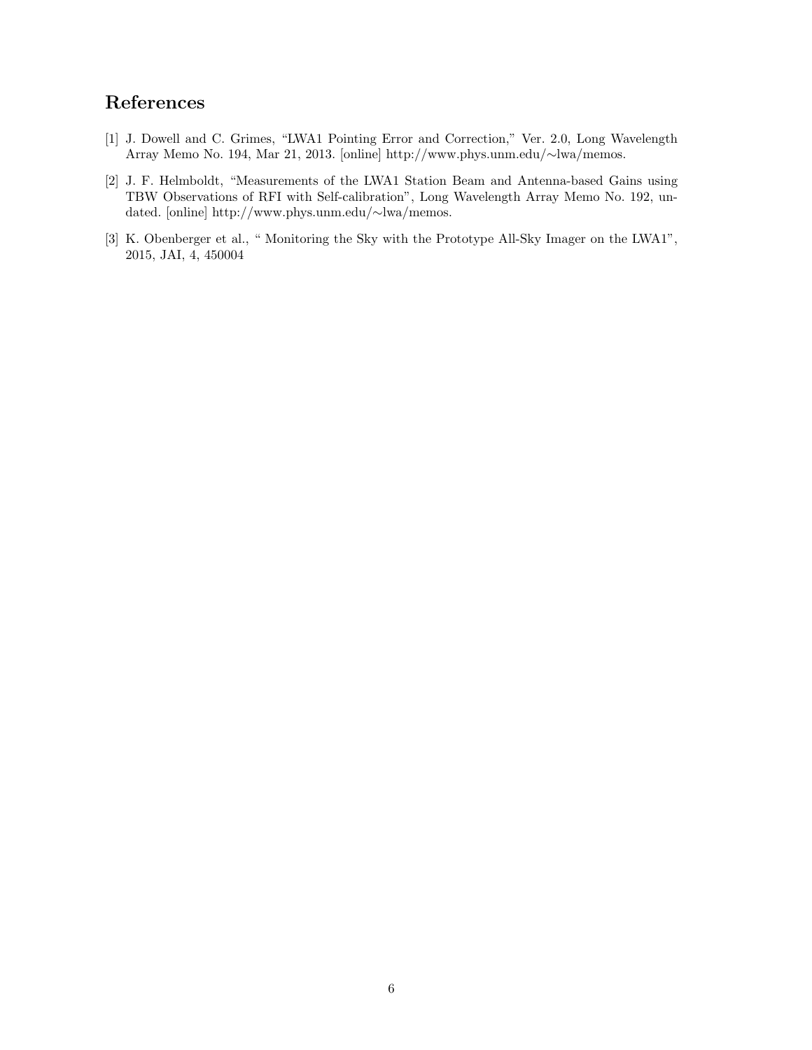## References

[1] J. Dowell and C. Grimes, "LWA1 Pointing Error and Correction," Ver. 2.0, Long Wavelength Array Memo No. 194, Mar 21, 2013. [online] http://www.phys.unm.edu/∼lwa/memos.

[2] J. F. Helmboldt, "Measurements of the LWA1 Station Beam and Antenna-based Gains using TBW Observations of RFI with Self-calibration", Long Wavelength Array Memo No. 192, undated. [online] http://www.phys.unm.edu/∼lwa/memos.

[3] K. Obenberger et al., " Monitoring the Sky with the Prototype All-Sky Imager on the LWA1", 2015, JAI, 4, 450004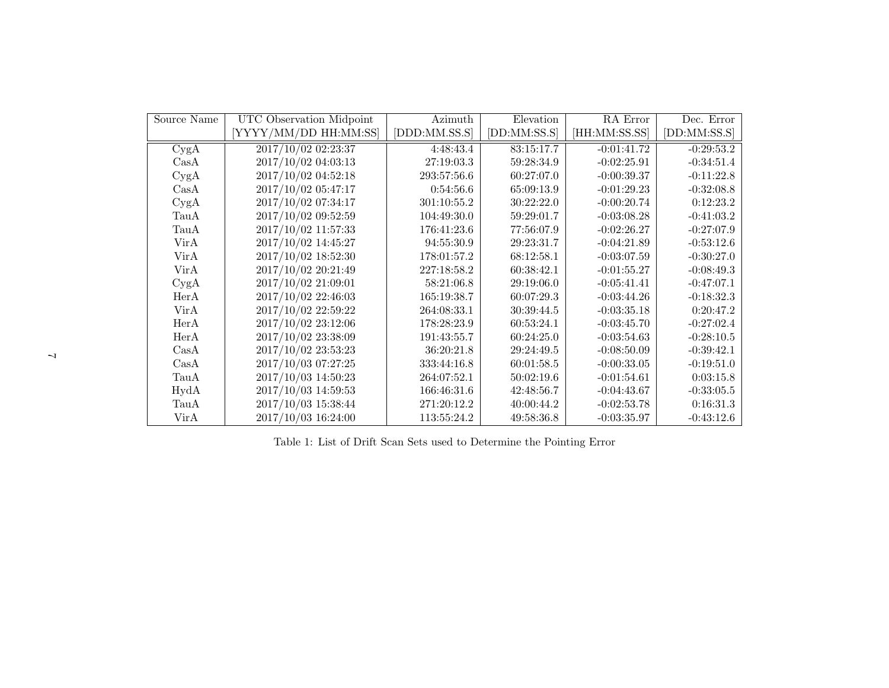| Source Name | UTC Observation Midpoint [YYYY/MM/DD HH:MM:SS] | Azimuth [DDD:MM.SS.S] | Elevation [DD:MM:SS.S] | RA Error [HH:MM:SS.SS] | Dec. Error [DD:MM:SS.S] |
|---|---|---|---|---|---|
| CygA | 2017/10/02 02:23:37 | 4:48:43.4 | 83:15:17.7 | -0:01:41.72 | -0:29:53.2 |
| CasA | 2017/10/02 04:03:13 | 27:19:03.3 | 59:28:34.9 | -0:02:25.91 | -0:34:51.4 |
| CygA | 2017/10/02 04:52:18 | 293:57:56.6 | 60:27:07.0 | -0:00:39.37 | -0:11:22.8 |
| CasA | 2017/10/02 05:47:17 | 0:54:56.6 | 65:09:13.9 | -0:01:29.23 | -0:32:08.8 |
| CygA | 2017/10/02 07:34:17 | 301:10:55.2 | 30:22:22.0 | -0:00:20.74 | 0:12:23.2 |
| TauA | 2017/10/02 09:52:59 | 104:49:30.0 | 59:29:01.7 | -0:03:08.28 | -0:41:03.2 |
| TauA | 2017/10/02 11:57:33 | 176:41:23.6 | 77:56:07.9 | -0:02:26.27 | -0:27:07.9 |
| VirA | 2017/10/02 14:45:27 | 94:55:30.9 | 29:23:31.7 | -0:04:21.89 | -0:53:12.6 |
| VirA | 2017/10/02 18:52:30 | 178:01:57.2 | 68:12:58.1 | -0:03:07.59 | -0:30:27.0 |
| VirA | 2017/10/02 20:21:49 | 227:18:58.2 | 60:38:42.1 | -0:01:55.27 | -0:08:49.3 |
| CygA | 2017/10/02 21:09:01 | 58:21:06.8 | 29:19:06.0 | -0:05:41.41 | -0:47:07.1 |
| HerA | 2017/10/02 22:46:03 | 165:19:38.7 | 60:07:29.3 | -0:03:44.26 | -0:18:32.3 |
| VirA | 2017/10/02 22:59:22 | 264:08:33.1 | 30:39:44.5 | -0:03:35.18 | 0:20:47.2 |
| HerA | 2017/10/02 23:12:06 | 178:28:23.9 | 60:53:24.1 | -0:03:45.70 | -0:27:02.4 |
| HerA | 2017/10/02 23:38:09 | 191:43:55.7 | 60:24:25.0 | -0:03:54.63 | -0:28:10.5 |
| CasA | 2017/10/02 23:53:23 | 36:20:21.8 | 29:24:49.5 | -0:08:50.09 | -0:39:42.1 |
| CasA | 2017/10/03 07:27:25 | 333:44:16.8 | 60:01:58.5 | -0:00:33.05 | -0:19:51.0 |
| TauA | 2017/10/03 14:50:23 | 264:07:52.1 | 50:02:19.6 | -0:01:54.61 | 0:03:15.8 |
| HydA | 2017/10/03 14:59:53 | 166:46:31.6 | 42:48:56.7 | -0:04:43.67 | -0:33:05.5 |
| TauA | 2017/10/03 15:38:44 | 271:20:12.2 | 40:00:44.2 | -0:02:53.78 | 0:16:31.3 |
| VirA | 2017/10/03 16:24:00 | 113:55:24.2 | 49:58:36.8 | -0:03:35.97 | -0:43:12.6 |

Table 1: List of Drift Scan Sets used to Determine the Pointing Error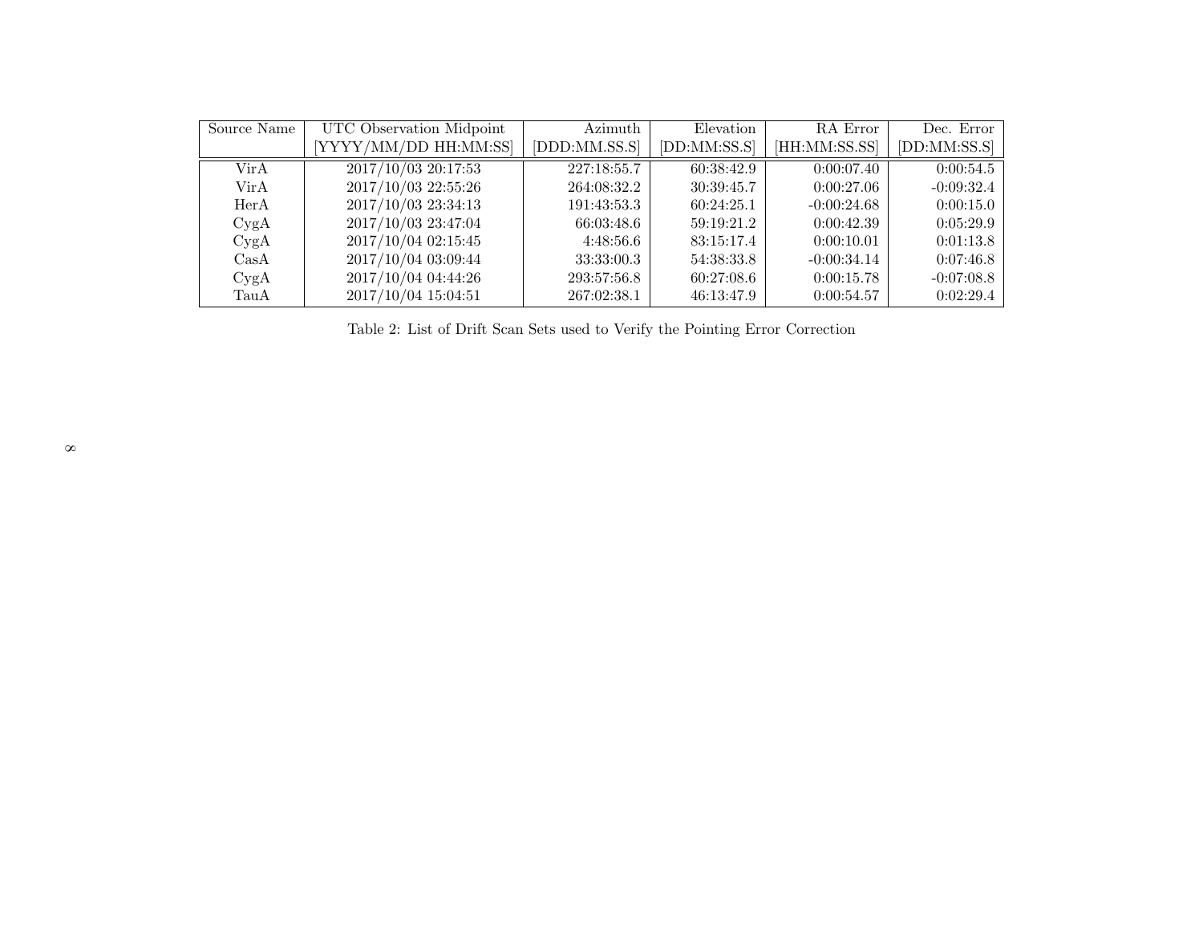| Source Name | UTC Observation Midpoint [YYYY/MM/DD HH:MM:SS] | Azimuth [DDD:MM.SS.S] | Elevation [DD:MM:SS.S] | RA Error [HH:MM:SS.SS] | Dec. Error [DD:MM:SS.S] |
|---|---|---|---|---|---|
| VirA | 2017/10/03 20:17:53 | 227:18:55.7 | 60:38:42.9 | 0:00:07.40 | 0:00:54.5 |
| VirA | 2017/10/03 22:55:26 | 264:08:32.2 | 30:39:45.7 | 0:00:27.06 | -0:09:32.4 |
| HerA | 2017/10/03 23:34:13 | 191:43:53.3 | 60:24:25.1 | -0:00:24.68 | 0:00:15.0 |
| CygA | 2017/10/03 23:47:04 | 66:03:48.6 | 59:19:21.2 | 0:00:42.39 | 0:05:29.9 |
| CygA | 2017/10/04 02:15:45 | 4:48:56.6 | 83:15:17.4 | 0:00:10.01 | 0:01:13.8 |
| CasA | 2017/10/04 03:09:44 | 33:33:00.3 | 54:38:33.8 | -0:00:34.14 | 0:07:46.8 |
| CygA | 2017/10/04 04:44:26 | 293:57:56.8 | 60:27:08.6 | 0:00:15.78 | -0:07:08.8 |
| TauA | 2017/10/04 15:04:51 | 267:02:38.1 | 46:13:47.9 | 0:00:54.57 | 0:02:29.4 |

Table 2: List of Drift Scan Sets used to Verify the Pointing Error Correction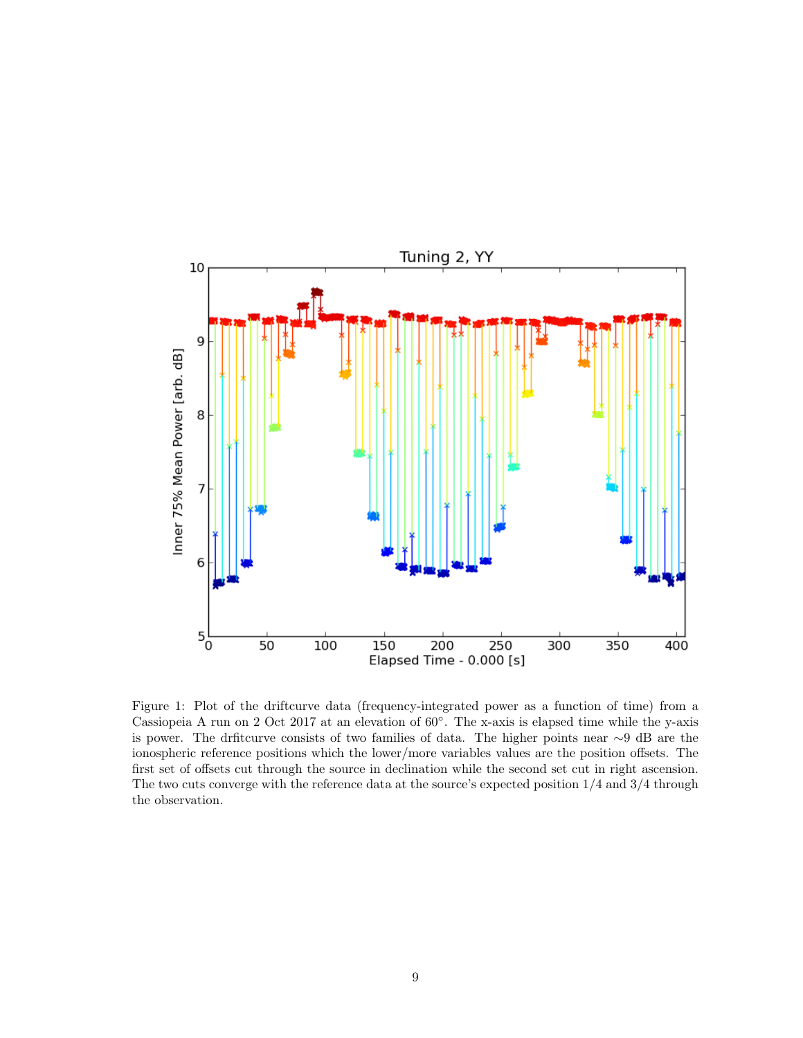Figure 1: Plot of the driftcurve data (frequency-integrated power as a function of time) from a Cassiopeia A run on 2 Oct 2017 at an elevation of 60°. The x-axis is elapsed time while the y-axis is power. The drfitcurve consists of two families of data. The higher points near ∼9 dB are the ionospheric reference positions which the lower/more variables values are the position offsets. The first set of offsets cut through the source in declination while the second set cut in right ascension. The two cuts converge with the reference data at the source's expected position 1/4 and 3/4 through the observation.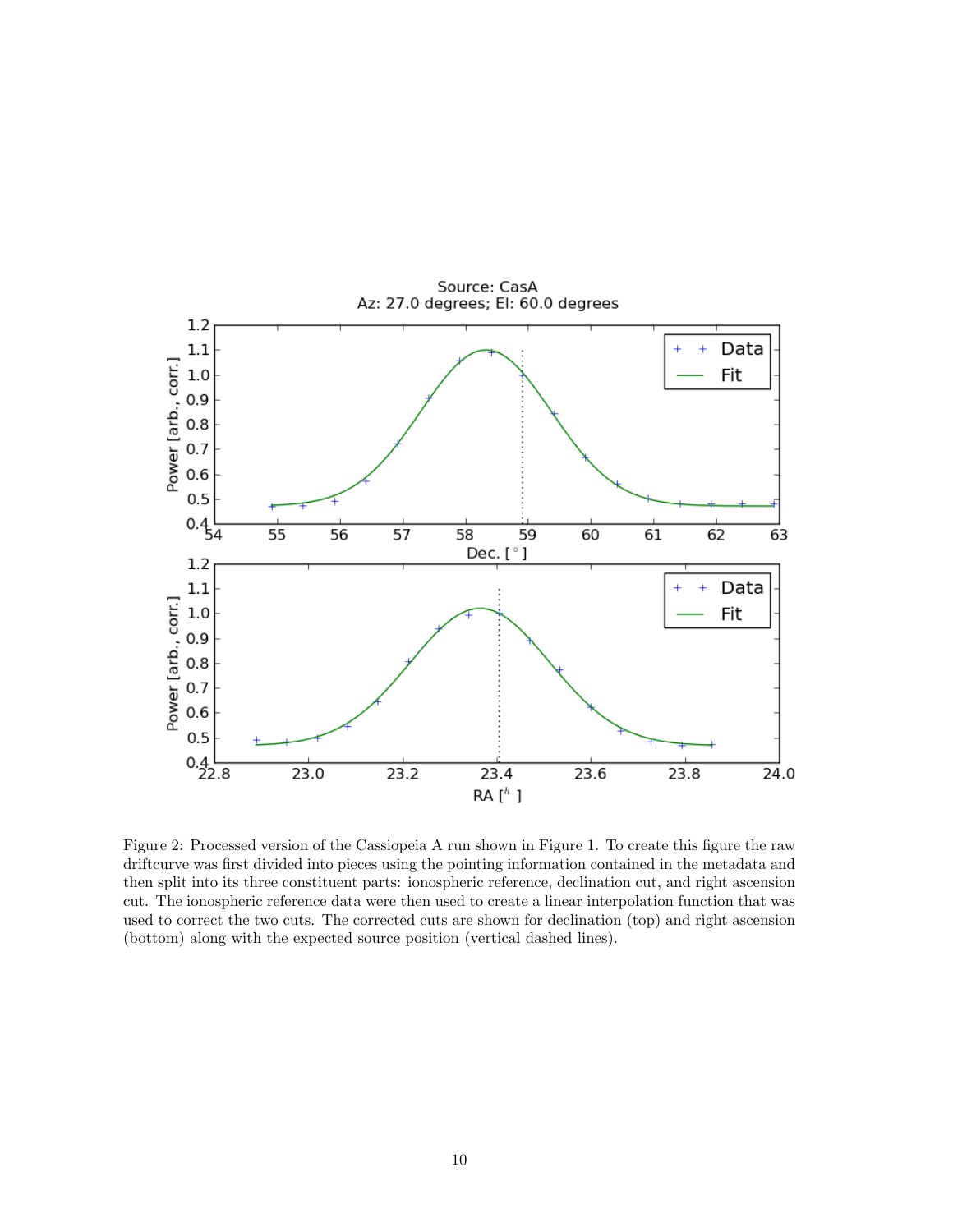Figure 2: Processed version of the Cassiopeia A run shown in Figure 1. To create this figure the raw driftcurve was first divided into pieces using the pointing information contained in the metadata and then split into its three constituent parts: ionospheric reference, declination cut, and right ascension cut. The ionospheric reference data were then used to create a linear interpolation function that was used to correct the two cuts. The corrected cuts are shown for declination (top) and right ascension (bottom) along with the expected source position (vertical dashed lines).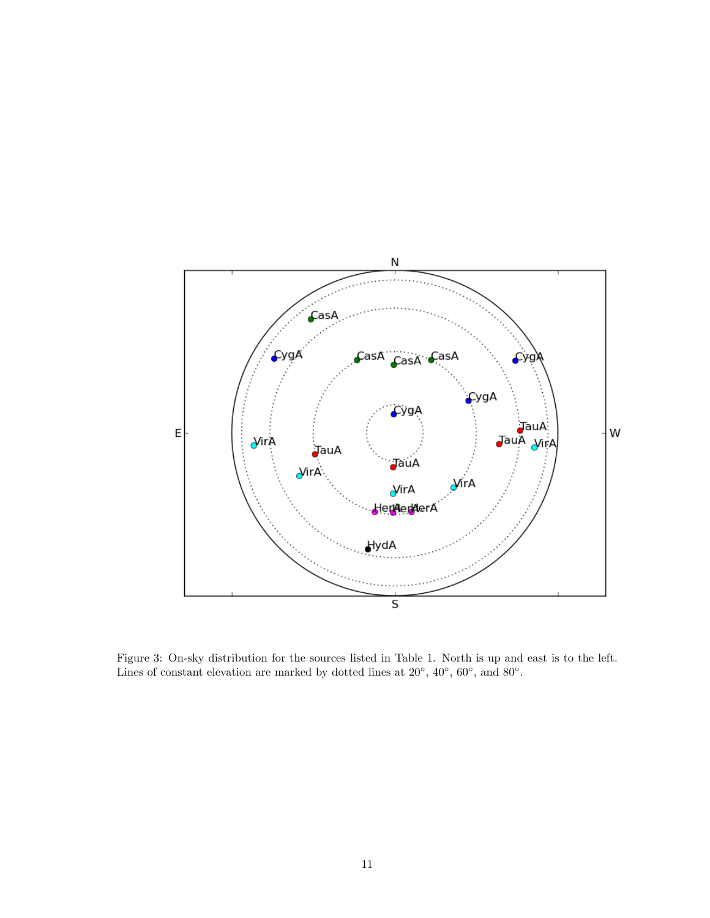Figure 3: On-sky distribution for the sources listed in Table 1. North is up and east is to the left. Lines of constant elevation are marked by dotted lines at 20°, 40°, 60°, and 80°.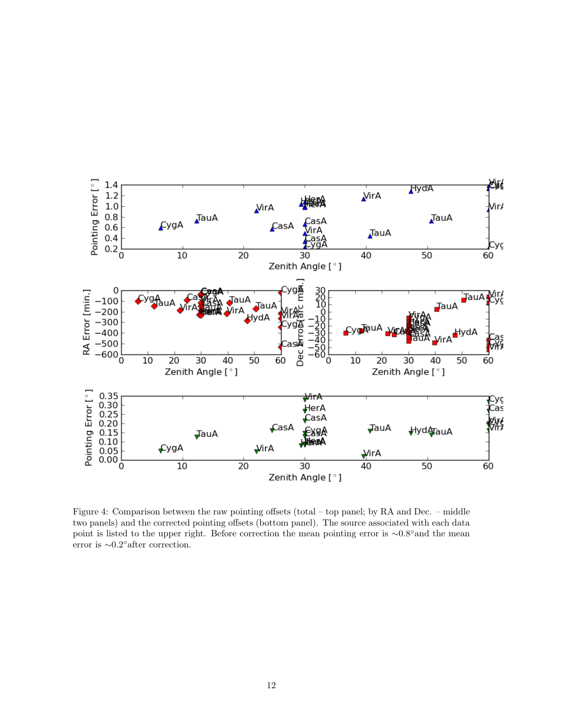Pointing Error [°]
1.4
1.2
1.0
0.8
0.6
0.4
0.2
0
10
20
30
40
50
60
Zenith Angle [°]
CygA TauA VirA CasA HerA HerA VirA CasA CygA VirA HydA TauA TauA VirA CasA VirA CygA

RA Error [min.]
0
−100
−200
−300
−400
−500
−600
0
10
20
30
40
50
60
Zenith Angle [°]
CygA TauA CasA VirA CasA TauA HerA TauA VirA TauA HydA CygA VirA VirA CygA CasA

Dec Error [arc min.]
30
20
10
0
−10
−20
−30
−40
−50
−60
0
10
20
30
40
50
60
Zenith Angle [°]
CygA TauA VirA CasA VirA CygA HerA HerA CasA TauA VirA HydA TauA TauA VirA CygA CasA CygA VirA

Pointing Error [°]
0.35
0.30
0.25
0.20
0.15
0.10
0.05
0.00
0
10
20
30
40
50
60
Zenith Angle [°]
CygA TauA VirA CasA VirA HerA CasA CygA CasA HerA VirA TauA HydA TauA CygA CasA VirA VirA

Figure 4: Comparison between the raw pointing offsets (total – top panel; by RA and Dec. – middle two panels) and the corrected pointing offsets (bottom panel). The source associated with each data point is listed to the upper right. Before correction the mean pointing error is ∼0.8°and the mean error is ∼0.2°after correction.